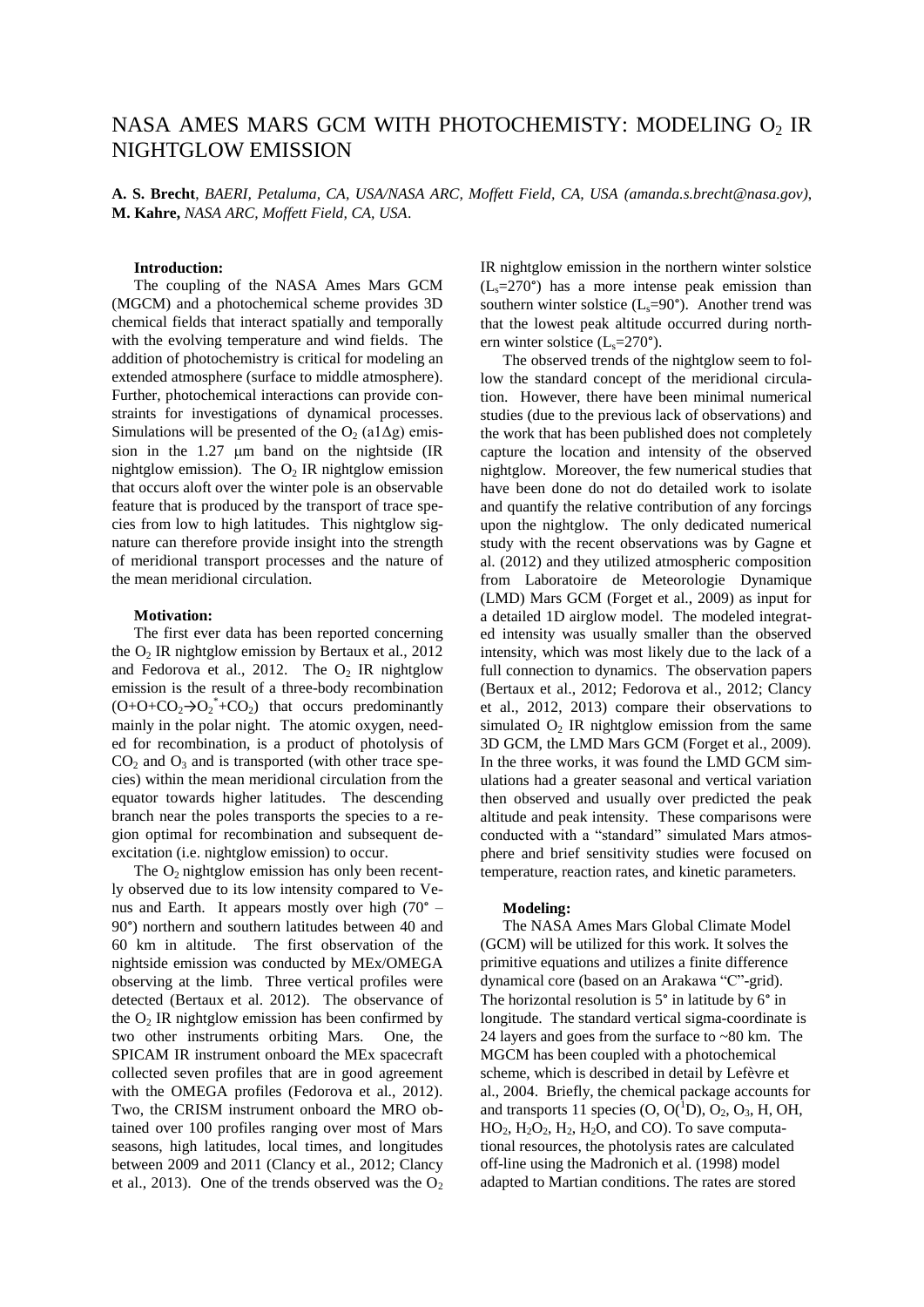# NASA AMES MARS GCM WITH PHOTOCHEMISTY: MODELING $O_2$ IR NIGHTGLOW EMISSION

**A. S. Brecht**, *BAERI, Petaluma, CA, USA/NASA ARC, Moffett Field, CA, USA (amanda.s.brecht@nasa.gov)*, **M. Kahre,** *NASA ARC, Moffett Field, CA, USA*.

**Introduction:**

The coupling of the NASA Ames Mars GCM (MGCM) and a photochemical scheme provides 3D chemical fields that interact spatially and temporally with the evolving temperature and wind fields. The addition of photochemistry is critical for modeling an extended atmosphere (surface to middle atmosphere). Further, photochemical interactions can provide constraints for investigations of dynamical processes. Simulations will be presented of the $O_2$ (a1Δg) emission in the 1.27 μm band on the nightside (IR nightglow emission). The $O_2$ IR nightglow emission that occurs aloft over the winter pole is an observable feature that is produced by the transport of trace species from low to high latitudes. This nightglow signature can therefore provide insight into the strength of meridional transport processes and the nature of the mean meridional circulation.

**Motivation:**

The first ever data has been reported concerning the $O_2$ IR nightglow emission by Bertaux et al., 2012 and Fedorova et al., 2012. The $O_2$ IR nightglow emission is the result of a three-body recombination ($O+O+CO_2 \rightarrow O_2^*+CO_2$) that occurs predominantly mainly in the polar night. The atomic oxygen, needed for recombination, is a product of photolysis of $CO_2$ and $O_3$ and is transported (with other trace species) within the mean meridional circulation from the equator towards higher latitudes. The descending branch near the poles transports the species to a region optimal for recombination and subsequent deexcitation (i.e. nightglow emission) to occur.

The $O_2$ nightglow emission has only been recently observed due to its low intensity compared to Venus and Earth. It appears mostly over high (70° – 90°) northern and southern latitudes between 40 and 60 km in altitude. The first observation of the nightside emission was conducted by MEx/OMEGA observing at the limb. Three vertical profiles were detected (Bertaux et al. 2012). The observance of the $O_2$ IR nightglow emission has been confirmed by two other instruments orbiting Mars. One, the SPICAM IR instrument onboard the MEx spacecraft collected seven profiles that are in good agreement with the OMEGA profiles (Fedorova et al., 2012). Two, the CRISM instrument onboard the MRO obtained over 100 profiles ranging over most of Mars seasons, high latitudes, local times, and longitudes between 2009 and 2011 (Clancy et al., 2012; Clancy et al., 2013). One of the trends observed was the $O_2$ IR nightglow emission in the northern winter solstice ($L_s$=270°) has a more intense peak emission than southern winter solstice ($L_s$=90°). Another trend was that the lowest peak altitude occurred during northern winter solstice ($L_s$=270°).

The observed trends of the nightglow seem to follow the standard concept of the meridional circulation. However, there have been minimal numerical studies (due to the previous lack of observations) and the work that has been published does not completely capture the location and intensity of the observed nightglow. Moreover, the few numerical studies that have been done do not do detailed work to isolate and quantify the relative contribution of any forcings upon the nightglow. The only dedicated numerical study with the recent observations was by Gagne et al. (2012) and they utilized atmospheric composition from Laboratoire de Meteorologie Dynamique (LMD) Mars GCM (Forget et al., 2009) as input for a detailed 1D airglow model. The modeled integrated intensity was usually smaller than the observed intensity, which was most likely due to the lack of a full connection to dynamics. The observation papers (Bertaux et al., 2012; Fedorova et al., 2012; Clancy et al., 2012, 2013) compare their observations to simulated $O_2$ IR nightglow emission from the same 3D GCM, the LMD Mars GCM (Forget et al., 2009). In the three works, it was found the LMD GCM simulations had a greater seasonal and vertical variation then observed and usually over predicted the peak altitude and peak intensity. These comparisons were conducted with a "standard" simulated Mars atmosphere and brief sensitivity studies were focused on temperature, reaction rates, and kinetic parameters.

**Modeling:**

The NASA Ames Mars Global Climate Model (GCM) will be utilized for this work. It solves the primitive equations and utilizes a finite difference dynamical core (based on an Arakawa "C"-grid). The horizontal resolution is 5° in latitude by 6° in longitude. The standard vertical sigma-coordinate is 24 layers and goes from the surface to ~80 km. The MGCM has been coupled with a photochemical scheme, which is described in detail by Lefèvre et al., 2004. Briefly, the chemical package accounts for and transports 11 species (O, $O(^1D)$, $O_2$, $O_3$, H, OH, $HO_2$, $H_2O_2$, $H_2$, $H_2O$, and CO). To save computational resources, the photolysis rates are calculated off-line using the Madronich et al. (1998) model adapted to Martian conditions. The rates are stored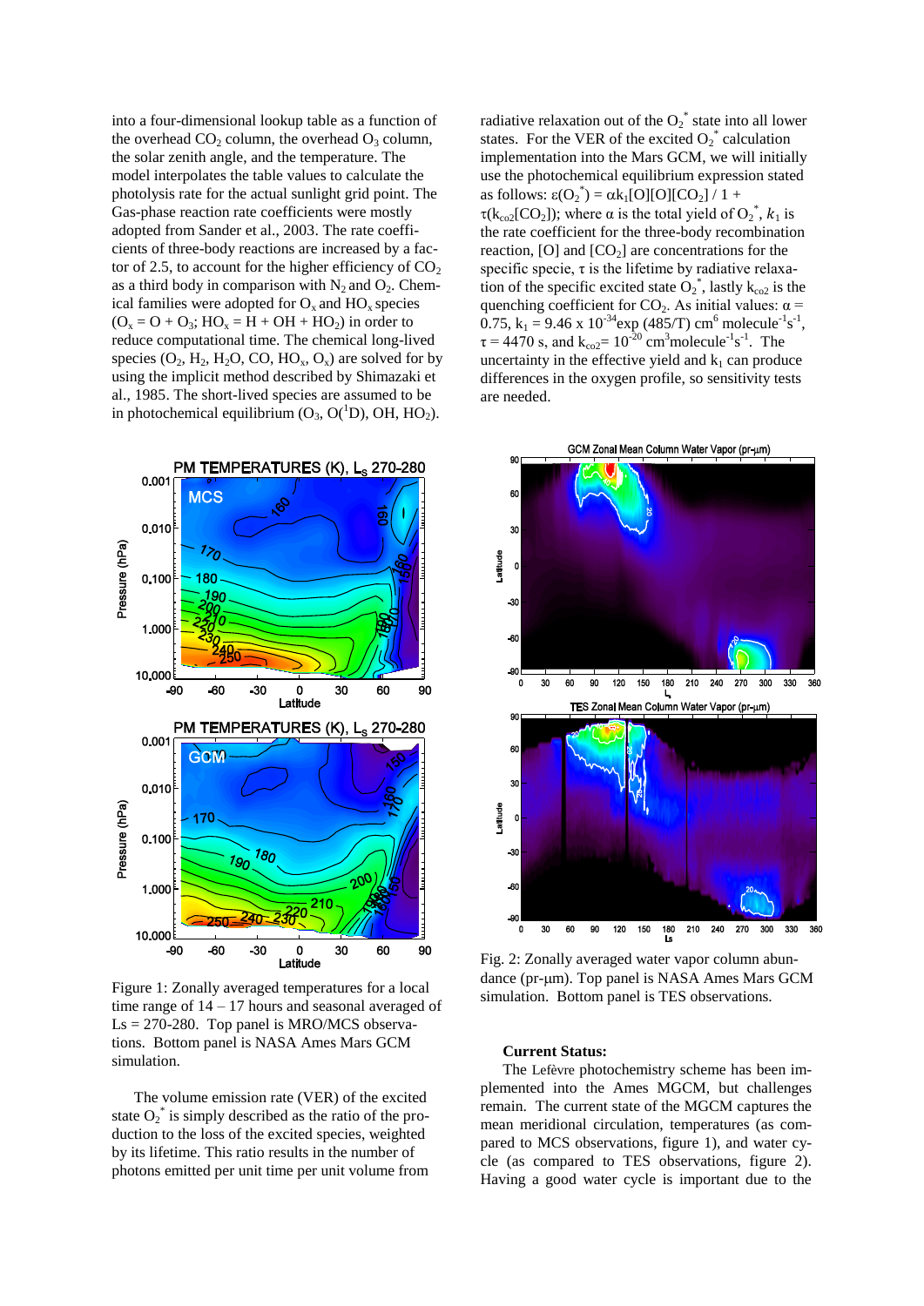into a four-dimensional lookup table as a function of the overhead $CO_2$ column, the overhead $O_3$ column, the solar zenith angle, and the temperature. The model interpolates the table values to calculate the photolysis rate for the actual sunlight grid point. The Gas-phase reaction rate coefficients were mostly adopted from Sander et al., 2003. The rate coefficients of three-body reactions are increased by a factor of 2.5, to account for the higher efficiency of $CO_2$ as a third body in comparison with $N_2$ and $O_2$. Chemical families were adopted for $O_x$ and $HO_x$ species ($O_x = O + O_3$; $HO_x = H + OH + HO_2$) in order to reduce computational time. The chemical long-lived species ($O_2$, $H_2$, $H_2O$, CO, $HO_x$, $O_x$) are solved for by using the implicit method described by Shimazaki et al., 1985. The short-lived species are assumed to be in photochemical equilibrium ($O_3$, $O(^1D)$, OH, $HO_2$).

Figure 1: Zonally averaged temperatures for a local time range of 14 – 17 hours and seasonal averaged of Ls = 270-280. Top panel is MRO/MCS observations. Bottom panel is NASA Ames Mars GCM simulation.

The volume emission rate (VER) of the excited state $O_2^*$ is simply described as the ratio of the production to the loss of the excited species, weighted by its lifetime. This ratio results in the number of photons emitted per unit time per unit volume from radiative relaxation out of the $O_2^*$ state into all lower states. For the VER of the excited $O_2^*$ calculation implementation into the Mars GCM, we will initially use the photochemical equilibrium expression stated as follows: $\varepsilon(O_2^*) = \alpha k_1[O][O][CO_2] / 1 + \tau(k_{co2}[CO_2])$; where $\alpha$ is the total yield of $O_2^*$, $k_1$ is the rate coefficient for the three-body recombination reaction, [O] and $[CO_2]$ are concentrations for the specific specie, $\tau$ is the lifetime by radiative relaxation of the specific excited state $O_2^*$, lastly $k_{co2}$ is the quenching coefficient for $CO_2$. As initial values: $\alpha = 0.75$, $k_1 = 9.46 \times 10^{-34}\exp(485/T)$ cm$^6$ molecule$^{-1}$s$^{-1}$, $\tau = 4470$ s, and $k_{co2} = 10^{-20}$ cm$^3$molecule$^{-1}$s$^{-1}$. The uncertainty in the effective yield and $k_1$ can produce differences in the oxygen profile, so sensitivity tests are needed.

Fig. 2: Zonally averaged water vapor column abundance (pr-μm). Top panel is NASA Ames Mars GCM simulation. Bottom panel is TES observations.

**Current Status:**

The Lefèvre photochemistry scheme has been implemented into the Ames MGCM, but challenges remain. The current state of the MGCM captures the mean meridional circulation, temperatures (as compared to MCS observations, figure 1), and water cycle (as compared to TES observations, figure 2). Having a good water cycle is important due to the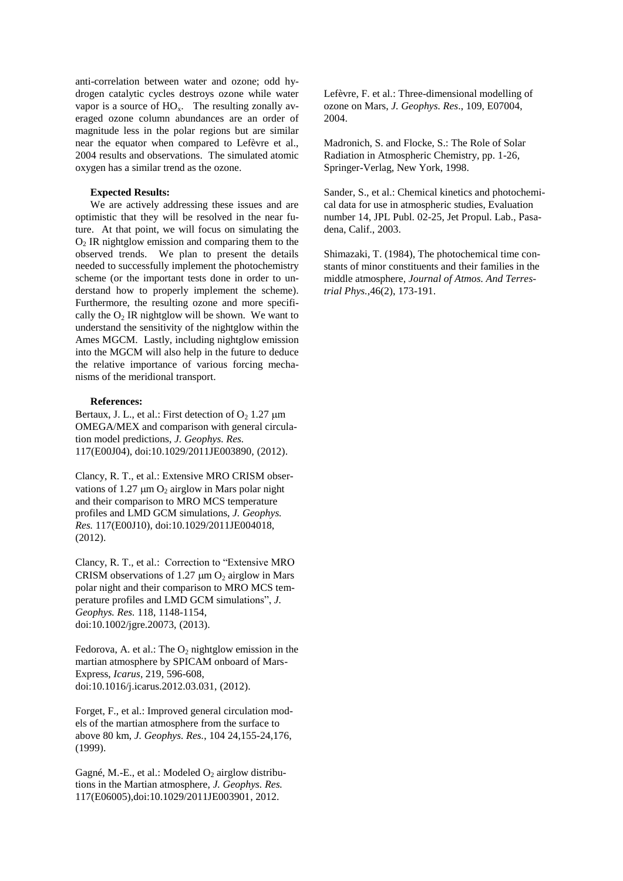anti-correlation between water and ozone; odd hydrogen catalytic cycles destroys ozone while water vapor is a source of $HO_x$. The resulting zonally averaged ozone column abundances are an order of magnitude less in the polar regions but are similar near the equator when compared to Lefèvre et al., 2004 results and observations. The simulated atomic oxygen has a similar trend as the ozone.

**Expected Results:**

We are actively addressing these issues and are optimistic that they will be resolved in the near future. At that point, we will focus on simulating the $O_2$ IR nightglow emission and comparing them to the observed trends. We plan to present the details needed to successfully implement the photochemistry scheme (or the important tests done in order to understand how to properly implement the scheme). Furthermore, the resulting ozone and more specifically the $O_2$ IR nightglow will be shown. We want to understand the sensitivity of the nightglow within the Ames MGCM. Lastly, including nightglow emission into the MGCM will also help in the future to deduce the relative importance of various forcing mechanisms of the meridional transport.

**References:**

Bertaux, J. L., et al.: First detection of $O_2$ 1.27 μm OMEGA/MEX and comparison with general circulation model predictions, *J. Geophys. Res.* 117(E00J04), doi:10.1029/2011JE003890, (2012).

Clancy, R. T., et al.: Extensive MRO CRISM observations of 1.27 μm $O_2$ airglow in Mars polar night and their comparison to MRO MCS temperature profiles and LMD GCM simulations, *J. Geophys. Res.* 117(E00J10), doi:10.1029/2011JE004018, (2012).

Clancy, R. T., et al.: Correction to "Extensive MRO CRISM observations of 1.27 μm $O_2$ airglow in Mars polar night and their comparison to MRO MCS temperature profiles and LMD GCM simulations", *J. Geophys. Res.* 118, 1148-1154, doi:10.1002/jgre.20073, (2013).

Fedorova, A. et al.: The $O_2$ nightglow emission in the martian atmosphere by SPICAM onboard of Mars-Express, *Icarus*, 219, 596-608, doi:10.1016/j.icarus.2012.03.031, (2012).

Forget, F., et al.: Improved general circulation models of the martian atmosphere from the surface to above 80 km, *J. Geophys. Res.*, 104 24,155-24,176, (1999).

Gagné, M.-E., et al.: Modeled $O_2$ airglow distributions in the Martian atmosphere, *J. Geophys. Res.* 117(E06005),doi:10.1029/2011JE003901, 2012.

Lefèvre, F. et al.: Three-dimensional modelling of ozone on Mars, *J. Geophys. Res*., 109, E07004, 2004.

Madronich, S. and Flocke, S.: The Role of Solar Radiation in Atmospheric Chemistry, pp. 1-26, Springer-Verlag, New York, 1998.

Sander, S., et al.: Chemical kinetics and photochemical data for use in atmospheric studies, Evaluation number 14, JPL Publ. 02-25, Jet Propul. Lab., Pasadena, Calif., 2003.

Shimazaki, T. (1984), The photochemical time constants of minor constituents and their families in the middle atmosphere, *Journal of Atmos. And Terrestrial Phys.*,46(2), 173-191.